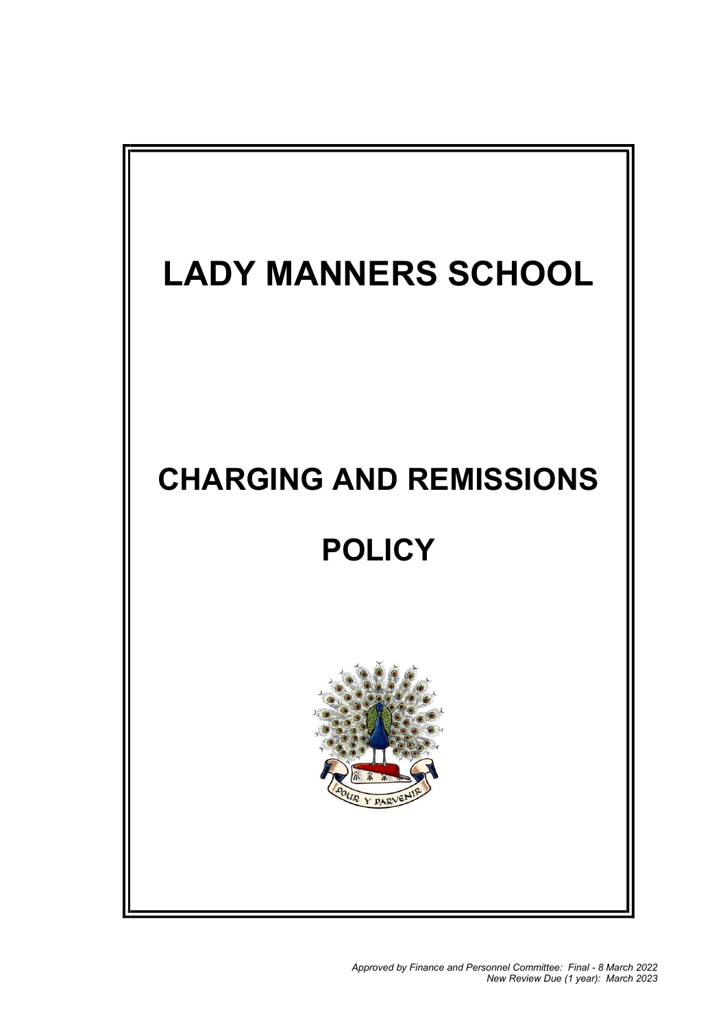# LADY MANNERS SCHOOL

# CHARGING AND REMISSIONS POLICY

*Approved by Finance and Personnel Committee: Final - 8 March 2022*
*New Review Due (1 year): March 2023*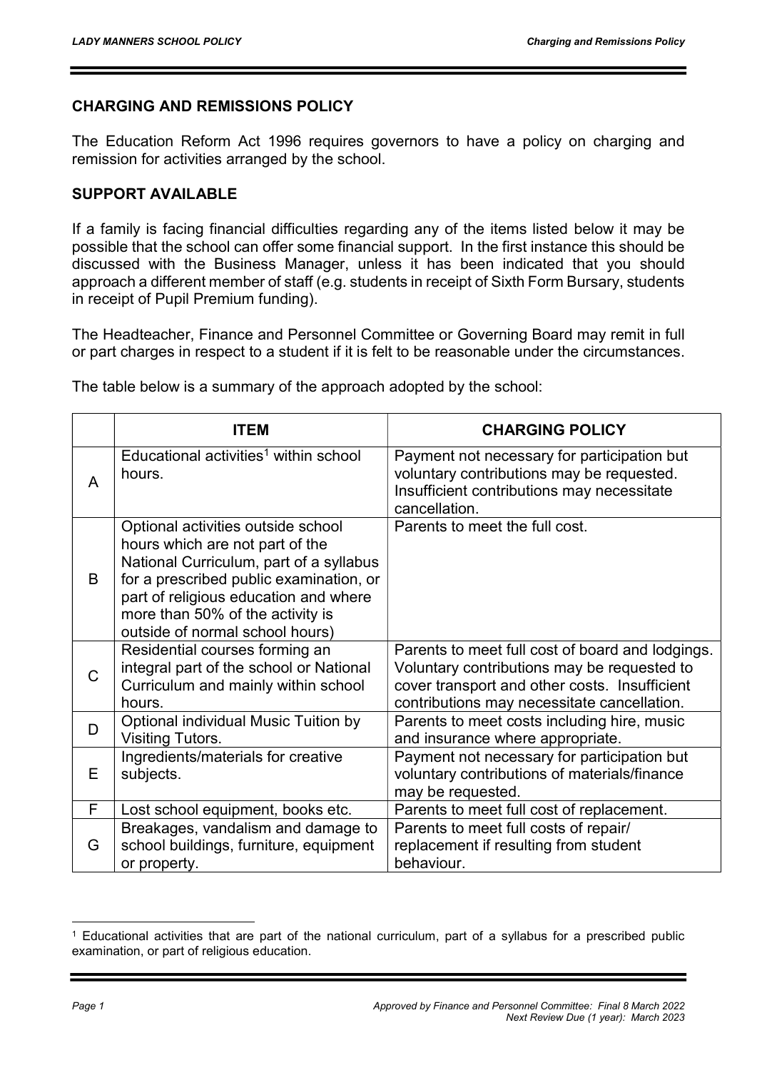## CHARGING AND REMISSIONS POLICY

The Education Reform Act 1996 requires governors to have a policy on charging and remission for activities arranged by the school.

## SUPPORT AVAILABLE

If a family is facing financial difficulties regarding any of the items listed below it may be possible that the school can offer some financial support. In the first instance this should be discussed with the Business Manager, unless it has been indicated that you should approach a different member of staff (e.g. students in receipt of Sixth Form Bursary, students in receipt of Pupil Premium funding).

The Headteacher, Finance and Personnel Committee or Governing Board may remit in full or part charges in respect to a student if it is felt to be reasonable under the circumstances.

The table below is a summary of the approach adopted by the school:

| | ITEM | CHARGING POLICY |
|---|---|---|
| A | Educational activities[1] within school hours. | Payment not necessary for participation but voluntary contributions may be requested. Insufficient contributions may necessitate cancellation. |
| B | Optional activities outside school hours which are not part of the National Curriculum, part of a syllabus for a prescribed public examination, or part of religious education and where more than 50% of the activity is outside of normal school hours) | Parents to meet the full cost. |
| C | Residential courses forming an integral part of the school or National Curriculum and mainly within school hours. | Parents to meet full cost of board and lodgings. Voluntary contributions may be requested to cover transport and other costs. Insufficient contributions may necessitate cancellation. |
| D | Optional individual Music Tuition by Visiting Tutors. | Parents to meet costs including hire, music and insurance where appropriate. |
| E | Ingredients/materials for creative subjects. | Payment not necessary for participation but voluntary contributions of materials/finance may be requested. |
| F | Lost school equipment, books etc. | Parents to meet full cost of replacement. |
| G | Breakages, vandalism and damage to school buildings, furniture, equipment or property. | Parents to meet full costs of repair/ replacement if resulting from student behaviour. |

[1] Educational activities that are part of the national curriculum, part of a syllabus for a prescribed public examination, or part of religious education.

Approved by Finance and Personnel Committee: Final 8 March 2022
Next Review Due (1 year): March 2023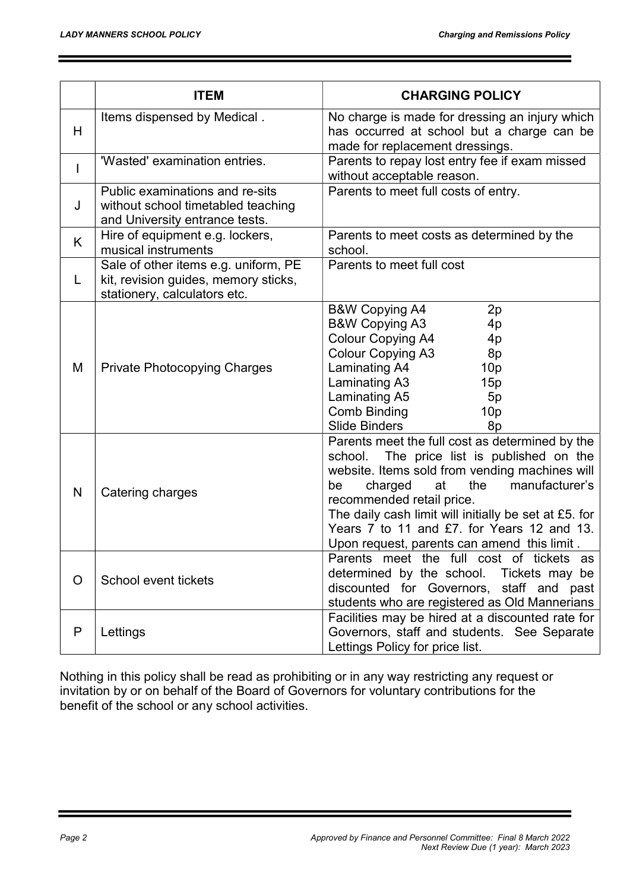| | ITEM | CHARGING POLICY |
|---|---|---|
| H | Items dispensed by Medical . | No charge is made for dressing an injury which has occurred at school but a charge can be made for replacement dressings. |
| I | 'Wasted' examination entries. | Parents to repay lost entry fee if exam missed without acceptable reason. |
| J | Public examinations and re-sits without school timetabled teaching and University entrance tests. | Parents to meet full costs of entry. |
| K | Hire of equipment e.g. lockers, musical instruments | Parents to meet costs as determined by the school. |
| L | Sale of other items e.g. uniform, PE kit, revision guides, memory sticks, stationery, calculators etc. | Parents to meet full cost |
| M | Private Photocopying Charges | B&W Copying A4 2p<br>B&W Copying A3 4p<br>Colour Copying A4 4p<br>Colour Copying A3 8p<br>Laminating A4 10p<br>Laminating A3 15p<br>Laminating A5 5p<br>Comb Binding 10p<br>Slide Binders 8p |
| N | Catering charges | Parents meet the full cost as determined by the school. The price list is published on the website. Items sold from vending machines will be charged at the manufacturer's recommended retail price.<br>The daily cash limit will initially be set at £5. for Years 7 to 11 and £7. for Years 12 and 13. Upon request, parents can amend this limit . |
| O | School event tickets | Parents meet the full cost of tickets as determined by the school. Tickets may be discounted for Governors, staff and past students who are registered as Old Mannerians |
| P | Lettings | Facilities may be hired at a discounted rate for Governors, staff and students. See Separate Lettings Policy for price list. |

Nothing in this policy shall be read as prohibiting or in any way restricting any request or invitation by or on behalf of the Board of Governors for voluntary contributions for the benefit of the school or any school activities.

*Approved by Finance and Personnel Committee: Final 8 March 2022*
*Next Review Due (1 year): March 2023*